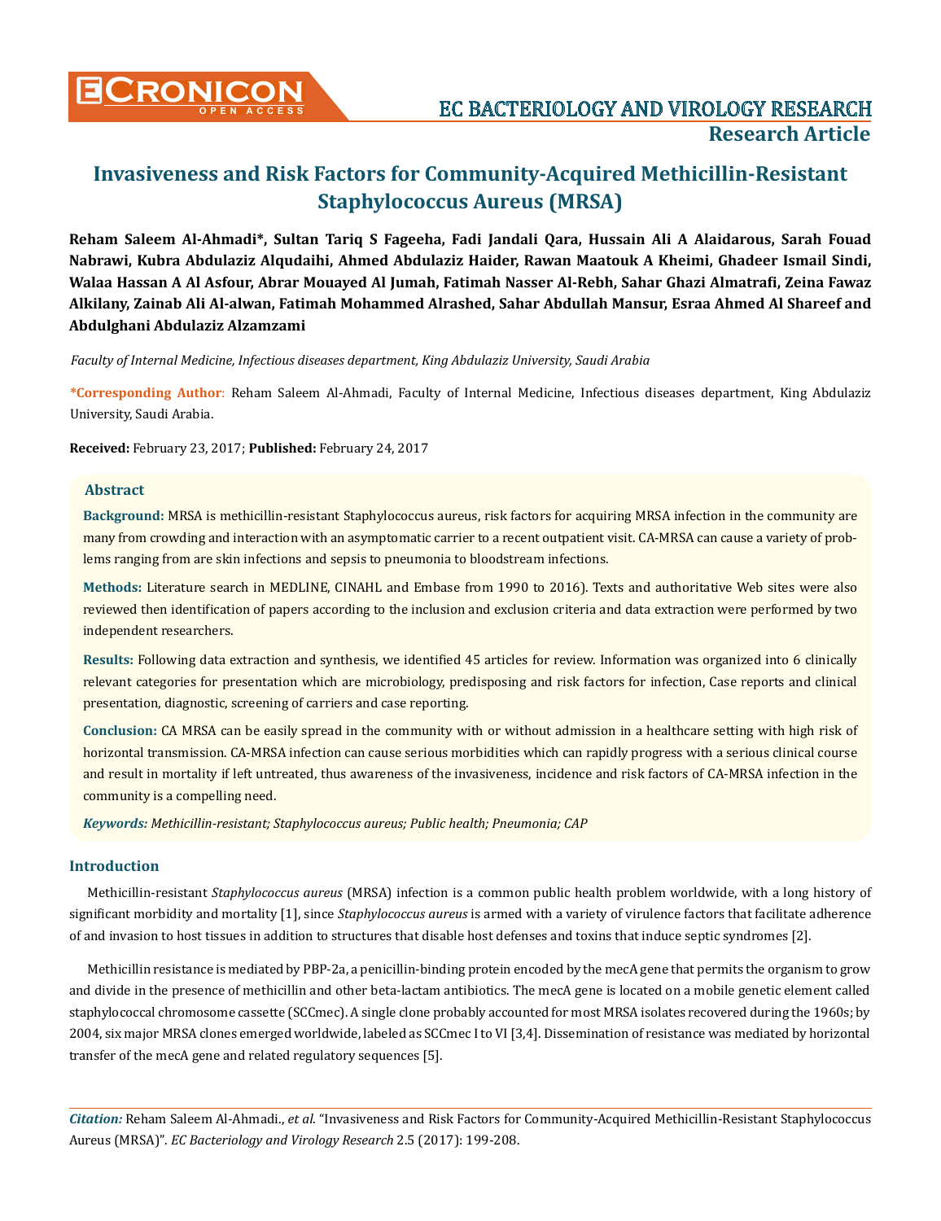Research Article

# Invasiveness and Risk Factors for Community-Acquired Methicillin-Resistant Staphylococcus Aureus (MRSA)

**Reham Saleem Al-Ahmadi*, Sultan Tariq S Fageeha, Fadi Jandali Qara, Hussain Ali A Alaidarous, Sarah Fouad Nabrawi, Kubra Abdulaziz Alqudaihi, Ahmed Abdulaziz Haider, Rawan Maatouk A Kheimi, Ghadeer Ismail Sindi, Walaa Hassan A Al Asfour, Abrar Mouayed Al Jumah, Fatimah Nasser Al-Rebh, Sahar Ghazi Almatrafi, Zeina Fawaz Alkilany, Zainab Ali Al-alwan, Fatimah Mohammed Alrashed, Sahar Abdullah Mansur, Esraa Ahmed Al Shareef and Abdulghani Abdulaziz Alzamzami**

*Faculty of Internal Medicine, Infectious diseases department, King Abdulaziz University, Saudi Arabia*

**\*Corresponding Author**: Reham Saleem Al-Ahmadi, Faculty of Internal Medicine, Infectious diseases department, King Abdulaziz University, Saudi Arabia.

**Received:** February 23, 2017; **Published:** February 24, 2017

## Abstract

**Background:** MRSA is methicillin-resistant Staphylococcus aureus, risk factors for acquiring MRSA infection in the community are many from crowding and interaction with an asymptomatic carrier to a recent outpatient visit. CA-MRSA can cause a variety of problems ranging from are skin infections and sepsis to pneumonia to bloodstream infections.

**Methods:** Literature search in MEDLINE, CINAHL and Embase from 1990 to 2016). Texts and authoritative Web sites were also reviewed then identification of papers according to the inclusion and exclusion criteria and data extraction were performed by two independent researchers.

**Results:** Following data extraction and synthesis, we identified 45 articles for review. Information was organized into 6 clinically relevant categories for presentation which are microbiology, predisposing and risk factors for infection, Case reports and clinical presentation, diagnostic, screening of carriers and case reporting.

**Conclusion:** CA MRSA can be easily spread in the community with or without admission in a healthcare setting with high risk of horizontal transmission. CA-MRSA infection can cause serious morbidities which can rapidly progress with a serious clinical course and result in mortality if left untreated, thus awareness of the invasiveness, incidence and risk factors of CA-MRSA infection in the community is a compelling need.

***Keywords:*** *Methicillin-resistant; Staphylococcus aureus; Public health; Pneumonia; CAP*

## Introduction

Methicillin-resistant *Staphylococcus aureus* (MRSA) infection is a common public health problem worldwide, with a long history of significant morbidity and mortality [1], since *Staphylococcus aureus* is armed with a variety of virulence factors that facilitate adherence of and invasion to host tissues in addition to structures that disable host defenses and toxins that induce septic syndromes [2].

Methicillin resistance is mediated by PBP-2a, a penicillin-binding protein encoded by the mecA gene that permits the organism to grow and divide in the presence of methicillin and other beta-lactam antibiotics. The mecA gene is located on a mobile genetic element called staphylococcal chromosome cassette (SCCmec). A single clone probably accounted for most MRSA isolates recovered during the 1960s; by 2004, six major MRSA clones emerged worldwide, labeled as SCCmec I to VI [3,4]. Dissemination of resistance was mediated by horizontal transfer of the mecA gene and related regulatory sequences [5].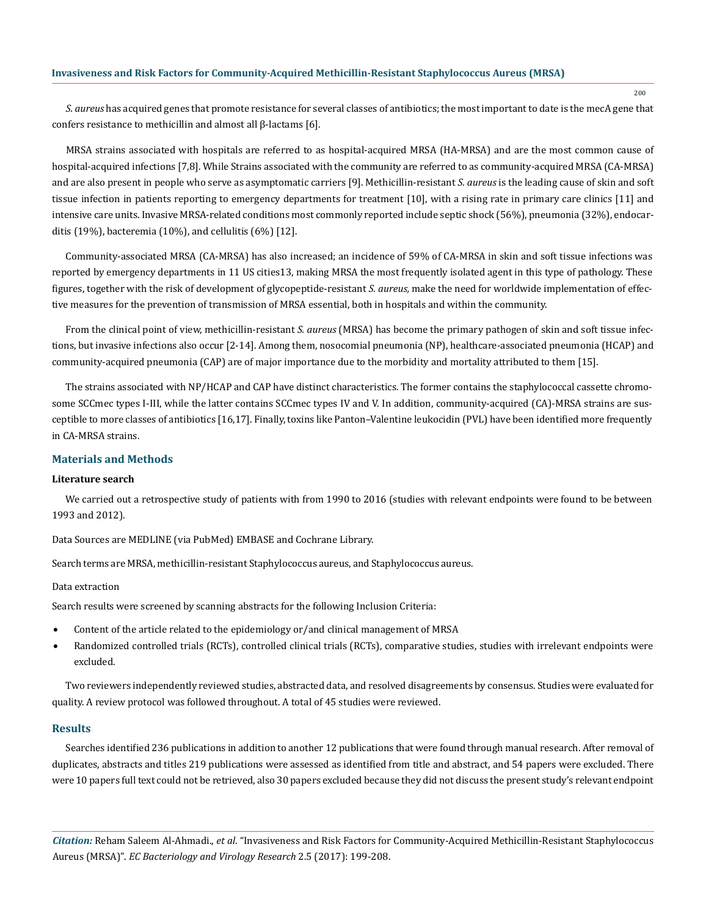*S. aureus* has acquired genes that promote resistance for several classes of antibiotics; the most important to date is the mecA gene that confers resistance to methicillin and almost all β-lactams [6].

MRSA strains associated with hospitals are referred to as hospital-acquired MRSA (HA-MRSA) and are the most common cause of hospital-acquired infections [7,8]. While Strains associated with the community are referred to as community-acquired MRSA (CA-MRSA) and are also present in people who serve as asymptomatic carriers [9]. Methicillin-resistant *S. aureus* is the leading cause of skin and soft tissue infection in patients reporting to emergency departments for treatment [10], with a rising rate in primary care clinics [11] and intensive care units. Invasive MRSA-related conditions most commonly reported include septic shock (56%), pneumonia (32%), endocarditis (19%), bacteremia (10%), and cellulitis (6%) [12].

Community-associated MRSA (CA-MRSA) has also increased; an incidence of 59% of CA-MRSA in skin and soft tissue infections was reported by emergency departments in 11 US cities13, making MRSA the most frequently isolated agent in this type of pathology. These figures, together with the risk of development of glycopeptide-resistant *S. aureus,* make the need for worldwide implementation of effective measures for the prevention of transmission of MRSA essential, both in hospitals and within the community.

From the clinical point of view, methicillin-resistant *S. aureus* (MRSA) has become the primary pathogen of skin and soft tissue infections, but invasive infections also occur [2-14]. Among them, nosocomial pneumonia (NP), healthcare-associated pneumonia (HCAP) and community-acquired pneumonia (CAP) are of major importance due to the morbidity and mortality attributed to them [15].

The strains associated with NP/HCAP and CAP have distinct characteristics. The former contains the staphylococcal cassette chromosome SCCmec types I-III, while the latter contains SCCmec types IV and V. In addition, community-acquired (CA)-MRSA strains are susceptible to more classes of antibiotics [16,17]. Finally, toxins like Panton–Valentine leukocidin (PVL) have been identified more frequently in CA-MRSA strains.

## Materials and Methods

### Literature search

We carried out a retrospective study of patients with from 1990 to 2016 (studies with relevant endpoints were found to be between 1993 and 2012).

Data Sources are MEDLINE (via PubMed) EMBASE and Cochrane Library.

Search terms are MRSA, methicillin-resistant Staphylococcus aureus, and Staphylococcus aureus.

Data extraction

Search results were screened by scanning abstracts for the following Inclusion Criteria:

- Content of the article related to the epidemiology or/and clinical management of MRSA
- Randomized controlled trials (RCTs), controlled clinical trials (RCTs), comparative studies, studies with irrelevant endpoints were excluded.

Two reviewers independently reviewed studies, abstracted data, and resolved disagreements by consensus. Studies were evaluated for quality. A review protocol was followed throughout. A total of 45 studies were reviewed.

## Results

Searches identified 236 publications in addition to another 12 publications that were found through manual research. After removal of duplicates, abstracts and titles 219 publications were assessed as identified from title and abstract, and 54 papers were excluded. There were 10 papers full text could not be retrieved, also 30 papers excluded because they did not discuss the present study's relevant endpoint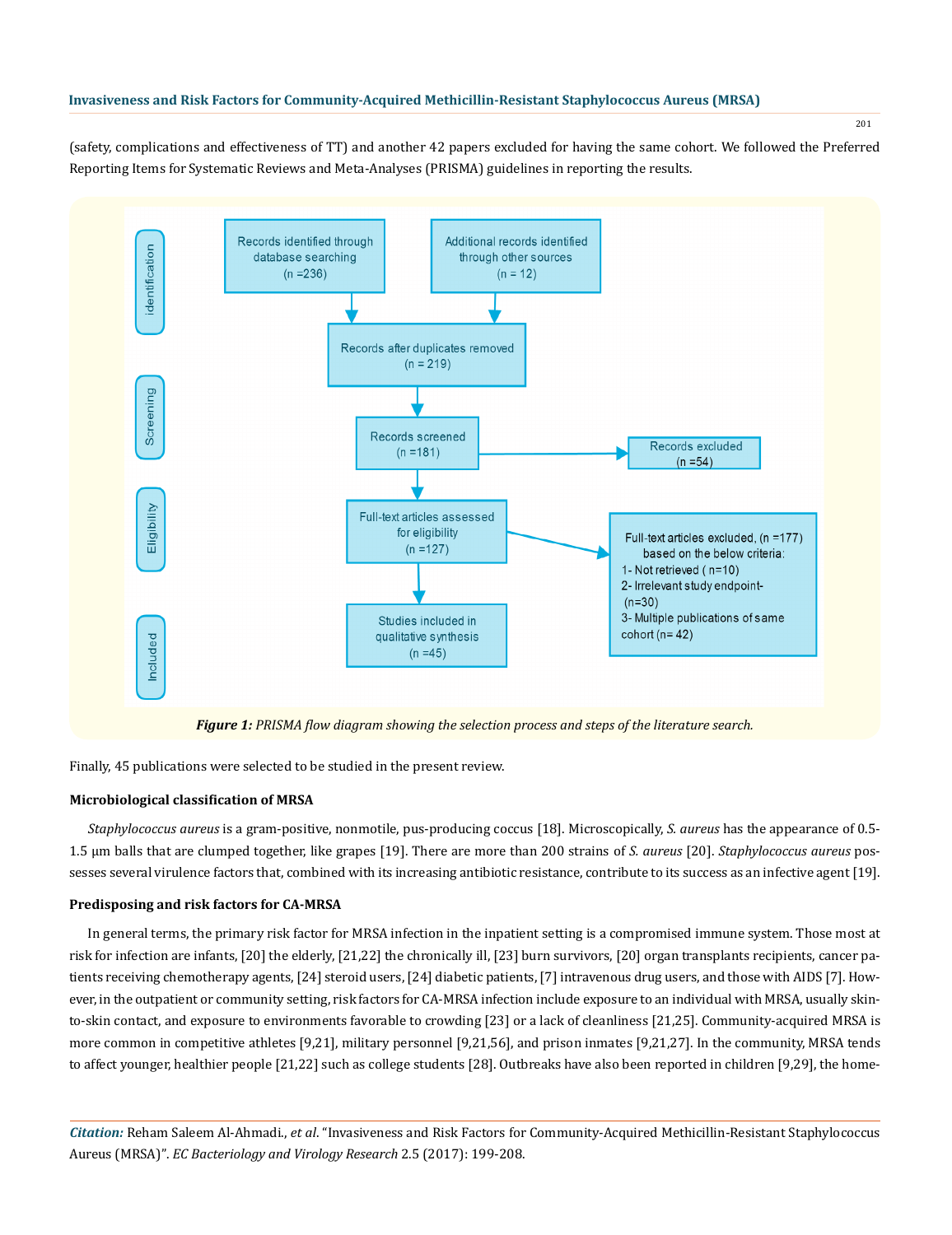(safety, complications and effectiveness of TT) and another 42 papers excluded for having the same cohort. We followed the Preferred Reporting Items for Systematic Reviews and Meta-Analyses (PRISMA) guidelines in reporting the results.

**Identification**

- Records identified through database searching (n =236)
- Additional records identified through other sources (n = 12)
- Records after duplicates removed (n = 219)

**Screening**

- Records screened (n =181)
- Records excluded (n =54)

**Eligibility**

- Full-text articles assessed for eligibility (n =127)
- Full-text articles excluded, (n =177) based on the below criteria:
  1- Not retrieved ( n=10)
  2- Irrelevant study endpoint- (n=30)
  3- Multiple publications of same cohort (n= 42)

**Included**

- Studies included in qualitative synthesis (n =45)

***Figure 1:*** *PRISMA flow diagram showing the selection process and steps of the literature search.*

Finally, 45 publications were selected to be studied in the present review.

### Microbiological classification of MRSA

*Staphylococcus aureus* is a gram-positive, nonmotile, pus-producing coccus [18]. Microscopically, *S. aureus* has the appearance of 0.5-1.5 µm balls that are clumped together, like grapes [19]. There are more than 200 strains of *S. aureus* [20]. *Staphylococcus aureus* possesses several virulence factors that, combined with its increasing antibiotic resistance, contribute to its success as an infective agent [19].

### Predisposing and risk factors for CA-MRSA

In general terms, the primary risk factor for MRSA infection in the inpatient setting is a compromised immune system. Those most at risk for infection are infants, [20] the elderly, [21,22] the chronically ill, [23] burn survivors, [20] organ transplants recipients, cancer patients receiving chemotherapy agents, [24] steroid users, [24] diabetic patients, [7] intravenous drug users, and those with AIDS [7]. However, in the outpatient or community setting, risk factors for CA-MRSA infection include exposure to an individual with MRSA, usually skin-to-skin contact, and exposure to environments favorable to crowding [23] or a lack of cleanliness [21,25]. Community-acquired MRSA is more common in competitive athletes [9,21], military personnel [9,21,56], and prison inmates [9,21,27]. In the community, MRSA tends to affect younger, healthier people [21,22] such as college students [28]. Outbreaks have also been reported in children [9,29], the home-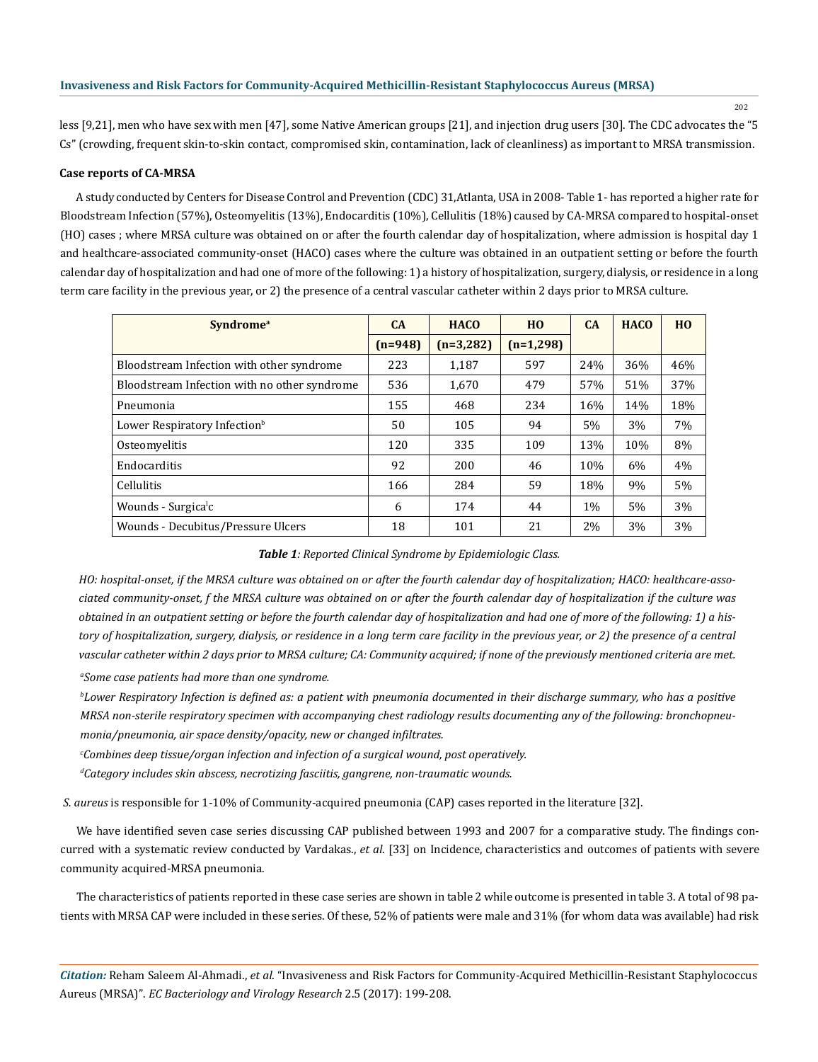less [9,21], men who have sex with men [47], some Native American groups [21], and injection drug users [30]. The CDC advocates the "5 Cs" (crowding, frequent skin-to-skin contact, compromised skin, contamination, lack of cleanliness) as important to MRSA transmission.

**Case reports of CA-MRSA**

A study conducted by Centers for Disease Control and Prevention (CDC) 31,Atlanta, USA in 2008- Table 1- has reported a higher rate for Bloodstream Infection (57%), Osteomyelitis (13%), Endocarditis (10%), Cellulitis (18%) caused by CA-MRSA compared to hospital-onset (HO) cases ; where MRSA culture was obtained on or after the fourth calendar day of hospitalization, where admission is hospital day 1 and healthcare-associated community-onset (HACO) cases where the culture was obtained in an outpatient setting or before the fourth calendar day of hospitalization and had one of more of the following: 1) a history of hospitalization, surgery, dialysis, or residence in a long term care facility in the previous year, or 2) the presence of a central vascular catheter within 2 days prior to MRSA culture.

| Syndrome[a] | CA | HACO | HO | CA | HACO | HO |
|---|---|---|---|---|---|---|
| | (n=948) | (n=3,282) | (n=1,298) | | | |
| Bloodstream Infection with other syndrome | 223 | 1,187 | 597 | 24% | 36% | 46% |
| Bloodstream Infection with no other syndrome | 536 | 1,670 | 479 | 57% | 51% | 37% |
| Pneumonia | 155 | 468 | 234 | 16% | 14% | 18% |
| Lower Respiratory Infection[b] | 50 | 105 | 94 | 5% | 3% | 7% |
| Osteomyelitis | 120 | 335 | 109 | 13% | 10% | 8% |
| Endocarditis | 92 | 200 | 46 | 10% | 6% | 4% |
| Cellulitis | 166 | 284 | 59 | 18% | 9% | 5% |
| Wounds - Surgical[c] | 6 | 174 | 44 | 1% | 5% | 3% |
| Wounds - Decubitus/Pressure Ulcers | 18 | 101 | 21 | 2% | 3% | 3% |

***Table 1**: Reported Clinical Syndrome by Epidemiologic Class.*

*HO: hospital-onset, if the MRSA culture was obtained on or after the fourth calendar day of hospitalization; HACO: healthcare-associated community-onset, f the MRSA culture was obtained on or after the fourth calendar day of hospitalization if the culture was obtained in an outpatient setting or before the fourth calendar day of hospitalization and had one of more of the following: 1) a history of hospitalization, surgery, dialysis, or residence in a long term care facility in the previous year, or 2) the presence of a central vascular catheter within 2 days prior to MRSA culture; CA: Community acquired; if none of the previously mentioned criteria are met.*

[a]*Some case patients had more than one syndrome.*

[b]*Lower Respiratory Infection is defined as: a patient with pneumonia documented in their discharge summary, who has a positive MRSA non-sterile respiratory specimen with accompanying chest radiology results documenting any of the following: bronchopneumonia/pneumonia, air space density/opacity, new or changed infiltrates.*

[c]*Combines deep tissue/organ infection and infection of a surgical wound, post operatively.*

[d]*Category includes skin abscess, necrotizing fasciitis, gangrene, non-traumatic wounds.*

*S. aureus* is responsible for 1-10% of Community-acquired pneumonia (CAP) cases reported in the literature [32].

We have identified seven case series discussing CAP published between 1993 and 2007 for a comparative study. The findings concurred with a systematic review conducted by Vardakas., *et al*. [33] on Incidence, characteristics and outcomes of patients with severe community acquired-MRSA pneumonia.

The characteristics of patients reported in these case series are shown in table 2 while outcome is presented in table 3. A total of 98 patients with MRSA CAP were included in these series. Of these, 52% of patients were male and 31% (for whom data was available) had risk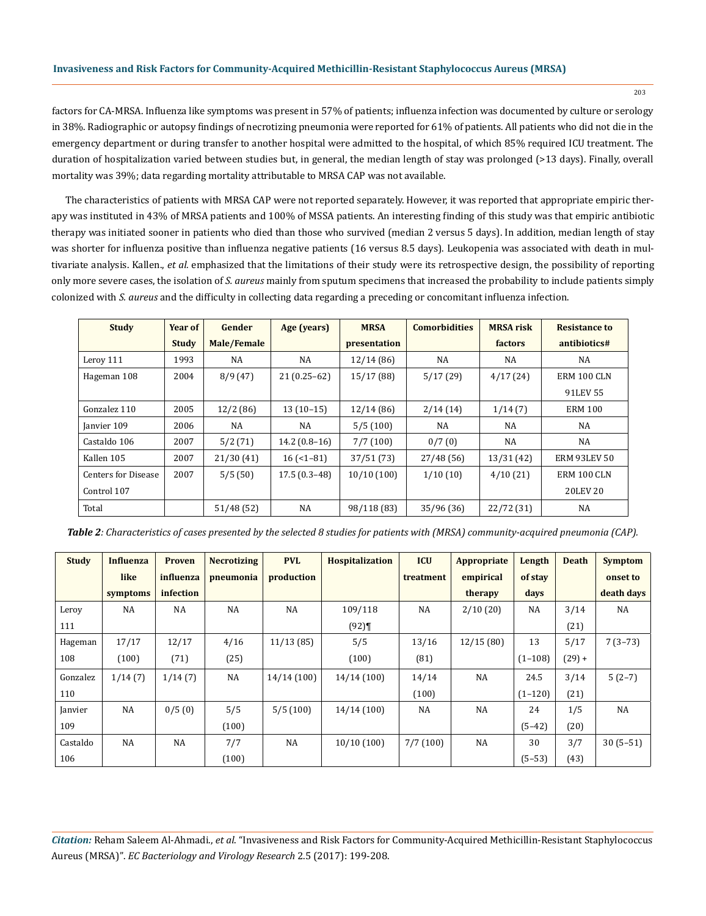factors for CA-MRSA. Influenza like symptoms was present in 57% of patients; influenza infection was documented by culture or serology in 38%. Radiographic or autopsy findings of necrotizing pneumonia were reported for 61% of patients. All patients who did not die in the emergency department or during transfer to another hospital were admitted to the hospital, of which 85% required ICU treatment. The duration of hospitalization varied between studies but, in general, the median length of stay was prolonged (>13 days). Finally, overall mortality was 39%; data regarding mortality attributable to MRSA CAP was not available.

The characteristics of patients with MRSA CAP were not reported separately. However, it was reported that appropriate empiric therapy was instituted in 43% of MRSA patients and 100% of MSSA patients. An interesting finding of this study was that empiric antibiotic therapy was initiated sooner in patients who died than those who survived (median 2 versus 5 days). In addition, median length of stay was shorter for influenza positive than influenza negative patients (16 versus 8.5 days). Leukopenia was associated with death in multivariate analysis. Kallen., *et al.* emphasized that the limitations of their study were its retrospective design, the possibility of reporting only more severe cases, the isolation of *S. aureus* mainly from sputum specimens that increased the probability to include patients simply colonized with *S. aureus* and the difficulty in collecting data regarding a preceding or concomitant influenza infection.

| Study | Year of Study | Gender Male/Female | Age (years) | MRSA presentation | Comorbidities | MRSA risk factors | Resistance to antibiotics# |
|---|---|---|---|---|---|---|---|
| Leroy 111 | 1993 | NA | NA | 12/14 (86) | NA | NA | NA |
| Hageman 108 | 2004 | 8/9 (47) | 21 (0.25–62) | 15/17 (88) | 5/17 (29) | 4/17 (24) | ERM 100 CLN 91LEV 55 |
| Gonzalez 110 | 2005 | 12/2 (86) | 13 (10–15) | 12/14 (86) | 2/14 (14) | 1/14 (7) | ERM 100 |
| Janvier 109 | 2006 | NA | NA | 5/5 (100) | NA | NA | NA |
| Castaldo 106 | 2007 | 5/2 (71) | 14.2 (0.8–16) | 7/7 (100) | 0/7 (0) | NA | NA |
| Kallen 105 | 2007 | 21/30 (41) | 16 (<1–81) | 37/51 (73) | 27/48 (56) | 13/31 (42) | ERM 93LEV 50 |
| Centers for Disease Control 107 | 2007 | 5/5 (50) | 17.5 (0.3–48) | 10/10 (100) | 1/10 (10) | 4/10 (21) | ERM 100 CLN 20LEV 20 |
| Total | | 51/48 (52) | NA | 98/118 (83) | 35/96 (36) | 22/72 (31) | NA |

***Table 2**: Characteristics of cases presented by the selected 8 studies for patients with (MRSA) community-acquired pneumonia (CAP).*

| Study | Influenza like symptoms | Proven influenza infection | Necrotizing pneumonia | PVL production | Hospitalization | ICU treatment | Appropriate empirical therapy | Length of stay days | Death | Symptom onset to death days |
|---|---|---|---|---|---|---|---|---|---|---|
| Leroy 111 | NA | NA | NA | NA | 109/118 (92)¶ | NA | 2/10 (20) | NA | 3/14 (21) | NA |
| Hageman 108 | 17/17 (100) | 12/17 (71) | 4/16 (25) | 11/13 (85) | 5/5 (100) | 13/16 (81) | 12/15 (80) | 13 (1–108) | 5/17 (29) + | 7 (3–73) |
| Gonzalez 110 | 1/14 (7) | 1/14 (7) | NA | 14/14 (100) | 14/14 (100) | 14/14 (100) | NA | 24.5 (1–120) | 3/14 (21) | 5 (2–7) |
| Janvier 109 | NA | 0/5 (0) | 5/5 (100) | 5/5 (100) | 14/14 (100) | NA | NA | 24 (5–42) | 1/5 (20) | NA |
| Castaldo 106 | NA | NA | 7/7 (100) | NA | 10/10 (100) | 7/7 (100) | NA | 30 (5–53) | 3/7 (43) | 30 (5–51) |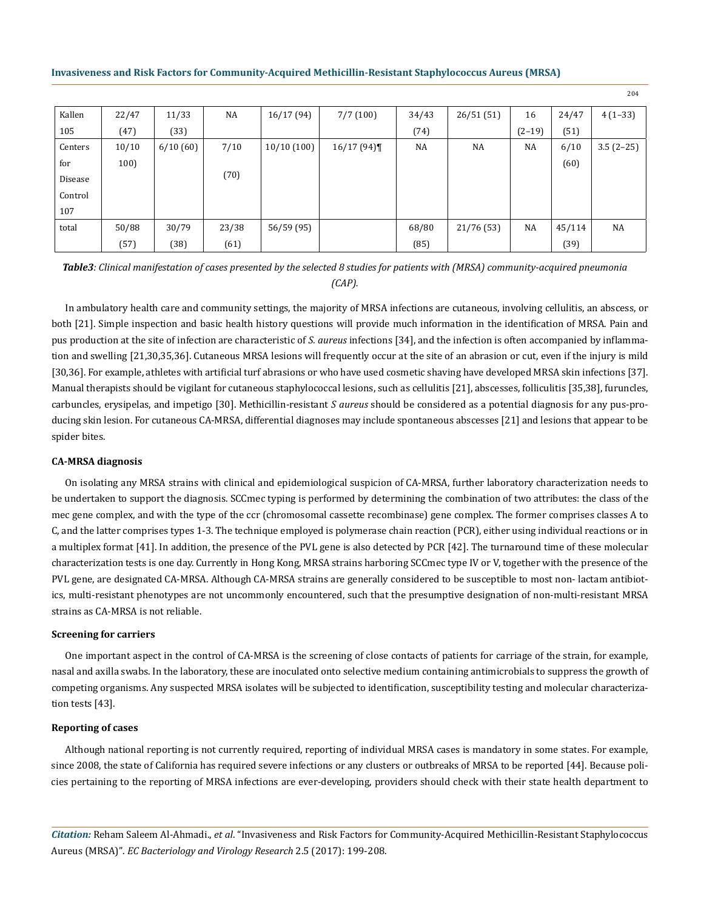| Kallen 105 | 22/47 (47) | 11/33 (33) | NA | 16/17 (94) | 7/7 (100) | 34/43 (74) | 26/51 (51) | 16 (2–19) | 24/47 (51) | 4 (1–33) |
|---|---|---|---|---|---|---|---|---|---|---|
| Centers for Disease Control 107 | 10/10 100) | 6/10 (60) | 7/10 (70) | 10/10 (100) | 16/17 (94)¶ | NA | NA | NA | 6/10 (60) | 3.5 (2–25) |
| total | 50/88 (57) | 30/79 (38) | 23/38 (61) | 56/59 (95) | | 68/80 (85) | 21/76 (53) | NA | 45/114 (39) | NA |

***Table3**: Clinical manifestation of cases presented by the selected 8 studies for patients with (MRSA) community-acquired pneumonia (CAP).*

In ambulatory health care and community settings, the majority of MRSA infections are cutaneous, involving cellulitis, an abscess, or both [21]. Simple inspection and basic health history questions will provide much information in the identification of MRSA. Pain and pus production at the site of infection are characteristic of *S. aureus* infections [34], and the infection is often accompanied by inflammation and swelling [21,30,35,36]. Cutaneous MRSA lesions will frequently occur at the site of an abrasion or cut, even if the injury is mild [30,36]. For example, athletes with artificial turf abrasions or who have used cosmetic shaving have developed MRSA skin infections [37]. Manual therapists should be vigilant for cutaneous staphylococcal lesions, such as cellulitis [21], abscesses, folliculitis [35,38], furuncles, carbuncles, erysipelas, and impetigo [30]. Methicillin-resistant *S aureus* should be considered as a potential diagnosis for any pus-producing skin lesion. For cutaneous CA-MRSA, differential diagnoses may include spontaneous abscesses [21] and lesions that appear to be spider bites.

#### CA-MRSA diagnosis

On isolating any MRSA strains with clinical and epidemiological suspicion of CA-MRSA, further laboratory characterization needs to be undertaken to support the diagnosis. SCCmec typing is performed by determining the combination of two attributes: the class of the mec gene complex, and with the type of the ccr (chromosomal cassette recombinase) gene complex. The former comprises classes A to C, and the latter comprises types 1-3. The technique employed is polymerase chain reaction (PCR), either using individual reactions or in a multiplex format [41]. In addition, the presence of the PVL gene is also detected by PCR [42]. The turnaround time of these molecular characterization tests is one day. Currently in Hong Kong, MRSA strains harboring SCCmec type IV or V, together with the presence of the PVL gene, are designated CA-MRSA. Although CA-MRSA strains are generally considered to be susceptible to most non- lactam antibiotics, multi-resistant phenotypes are not uncommonly encountered, such that the presumptive designation of non-multi-resistant MRSA strains as CA-MRSA is not reliable.

#### Screening for carriers

One important aspect in the control of CA-MRSA is the screening of close contacts of patients for carriage of the strain, for example, nasal and axilla swabs. In the laboratory, these are inoculated onto selective medium containing antimicrobials to suppress the growth of competing organisms. Any suspected MRSA isolates will be subjected to identification, susceptibility testing and molecular characterization tests [43].

#### Reporting of cases

Although national reporting is not currently required, reporting of individual MRSA cases is mandatory in some states. For example, since 2008, the state of California has required severe infections or any clusters or outbreaks of MRSA to be reported [44]. Because policies pertaining to the reporting of MRSA infections are ever-developing, providers should check with their state health department to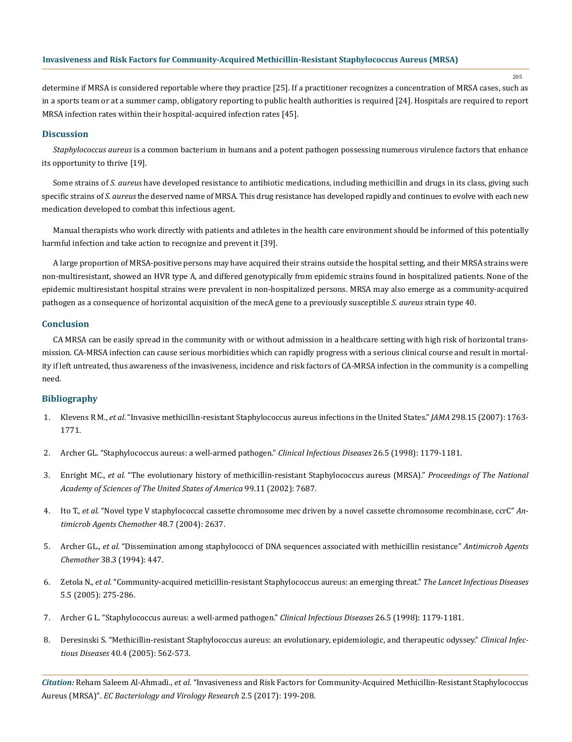determine if MRSA is considered reportable where they practice [25]. If a practitioner recognizes a concentration of MRSA cases, such as in a sports team or at a summer camp, obligatory reporting to public health authorities is required [24]. Hospitals are required to report MRSA infection rates within their hospital-acquired infection rates [45].

## Discussion

*Staphylococcus aureus* is a common bacterium in humans and a potent pathogen possessing numerous virulence factors that enhance its opportunity to thrive [19].

Some strains of *S. aureus* have developed resistance to antibiotic medications, including methicillin and drugs in its class, giving such specific strains of *S. aureus* the deserved name of MRSA. This drug resistance has developed rapidly and continues to evolve with each new medication developed to combat this infectious agent.

Manual therapists who work directly with patients and athletes in the health care environment should be informed of this potentially harmful infection and take action to recognize and prevent it [39].

A large proportion of MRSA-positive persons may have acquired their strains outside the hospital setting, and their MRSA strains were non-multiresistant, showed an HVR type A, and differed genotypically from epidemic strains found in hospitalized patients. None of the epidemic multiresistant hospital strains were prevalent in non-hospitalized persons. MRSA may also emerge as a community-acquired pathogen as a consequence of horizontal acquisition of the mecA gene to a previously susceptible *S. aureus* strain type 40.

## Conclusion

CA MRSA can be easily spread in the community with or without admission in a healthcare setting with high risk of horizontal transmission. CA-MRSA infection can cause serious morbidities which can rapidly progress with a serious clinical course and result in mortality if left untreated, thus awareness of the invasiveness, incidence and risk factors of CA-MRSA infection in the community is a compelling need.

## Bibliography

1. Klevens RM., *et al*. "Invasive methicillin-resistant Staphylococcus aureus infections in the United States." *JAMA* 298.15 (2007): 1763-1771.
2. Archer GL. "Staphylococcus aureus: a well-armed pathogen." *Clinical Infectious Diseases* 26.5 (1998): 1179-1181.
3. Enright MC., *et al.* "The evolutionary history of methicillin-resistant Staphylococcus aureus (MRSA)." *Proceedings of The National Academy of Sciences of The United States of America* 99.11 (2002): 7687.
4. Ito T., *et al.* "Novel type V staphylococcal cassette chromosome mec driven by a novel cassette chromosome recombinase, ccrC" *Antimicrob Agents Chemother* 48.7 (2004): 2637.
5. Archer GL., *et al.* "Dissemination among staphylococci of DNA sequences associated with methicillin resistance" *Antimicrob Agents Chemother* 38.3 (1994): 447.
6. Zetola N., *et al*. "Community-acquired meticillin-resistant Staphylococcus aureus: an emerging threat." *The Lancet Infectious Diseases* 5.5 (2005): 275-286.
7. Archer G L. "Staphylococcus aureus: a well-armed pathogen." *Clinical Infectious Diseases* 26.5 (1998): 1179-1181.
8. Deresinski S. "Methicillin-resistant Staphylococcus aureus: an evolutionary, epidemiologic, and therapeutic odyssey." *Clinical Infectious Diseases* 40.4 (2005): 562-573.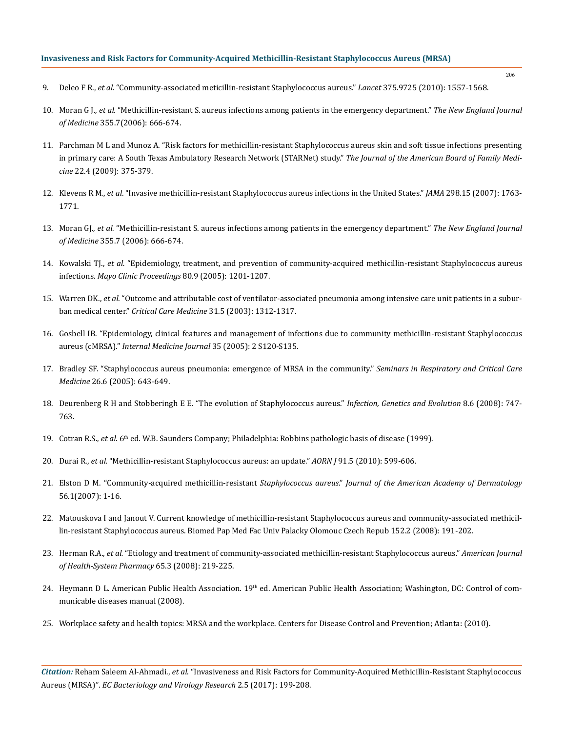9. Deleo F R., *et al.* "Community-associated meticillin-resistant Staphylococcus aureus." *Lancet* 375.9725 (2010): 1557-1568.

10. Moran G J., *et al.* "Methicillin-resistant S. aureus infections among patients in the emergency department." *The New England Journal of Medicine* 355.7(2006): 666-674.

11. Parchman M L and Munoz A. "Risk factors for methicillin-resistant Staphylococcus aureus skin and soft tissue infections presenting in primary care: A South Texas Ambulatory Research Network (STARNet) study." *The Journal of the American Board of Family Medicine* 22.4 (2009): 375-379.

12. Klevens R M., *et al*. "Invasive methicillin-resistant Staphylococcus aureus infections in the United States." *JAMA* 298.15 (2007): 1763-1771.

13. Moran GJ., *et al.* "Methicillin-resistant S. aureus infections among patients in the emergency department." *The New England Journal of Medicine* 355.7 (2006): 666-674.

14. Kowalski TJ., *et al.* "Epidemiology, treatment, and prevention of community-acquired methicillin-resistant Staphylococcus aureus infections. *Mayo Clinic Proceedings* 80.9 (2005): 1201-1207.

15. Warren DK., *et al.* "Outcome and attributable cost of ventilator-associated pneumonia among intensive care unit patients in a suburban medical center." *Critical Care Medicine* 31.5 (2003): 1312-1317.

16. Gosbell IB. "Epidemiology, clinical features and management of infections due to community methicillin-resistant Staphylococcus aureus (cMRSA)." *Internal Medicine Journal* 35 (2005): 2 S120-S135.

17. Bradley SF. "Staphylococcus aureus pneumonia: emergence of MRSA in the community." *Seminars in Respiratory and Critical Care Medicine* 26.6 (2005): 643-649.

18. Deurenberg R H and Stobberingh E E. "The evolution of Staphylococcus aureus." *Infection, Genetics and Evolution* 8.6 (2008): 747-763.

19. Cotran R.S., *et al.* 6th ed. W.B. Saunders Company; Philadelphia: Robbins pathologic basis of disease (1999).

20. Durai R., *et al.* "Methicillin-resistant Staphylococcus aureus: an update." *AORN J* 91.5 (2010): 599-606.

21. Elston D M. "Community-acquired methicillin-resistant *Staphylococcus aureus*." *Journal of the American Academy of Dermatology* 56.1(2007): 1-16.

22. Matouskova I and Janout V. Current knowledge of methicillin-resistant Staphylococcus aureus and community-associated methicillin-resistant Staphylococcus aureus. Biomed Pap Med Fac Univ Palacky Olomouc Czech Repub 152.2 (2008): 191-202.

23. Herman R.A., *et al.* "Etiology and treatment of community-associated methicillin-resistant Staphylococcus aureus." *American Journal of Health-System Pharmacy* 65.3 (2008): 219-225.

24. Heymann D L. American Public Health Association. 19th ed. American Public Health Association; Washington, DC: Control of communicable diseases manual (2008).

25. Workplace safety and health topics: MRSA and the workplace. Centers for Disease Control and Prevention; Atlanta: (2010).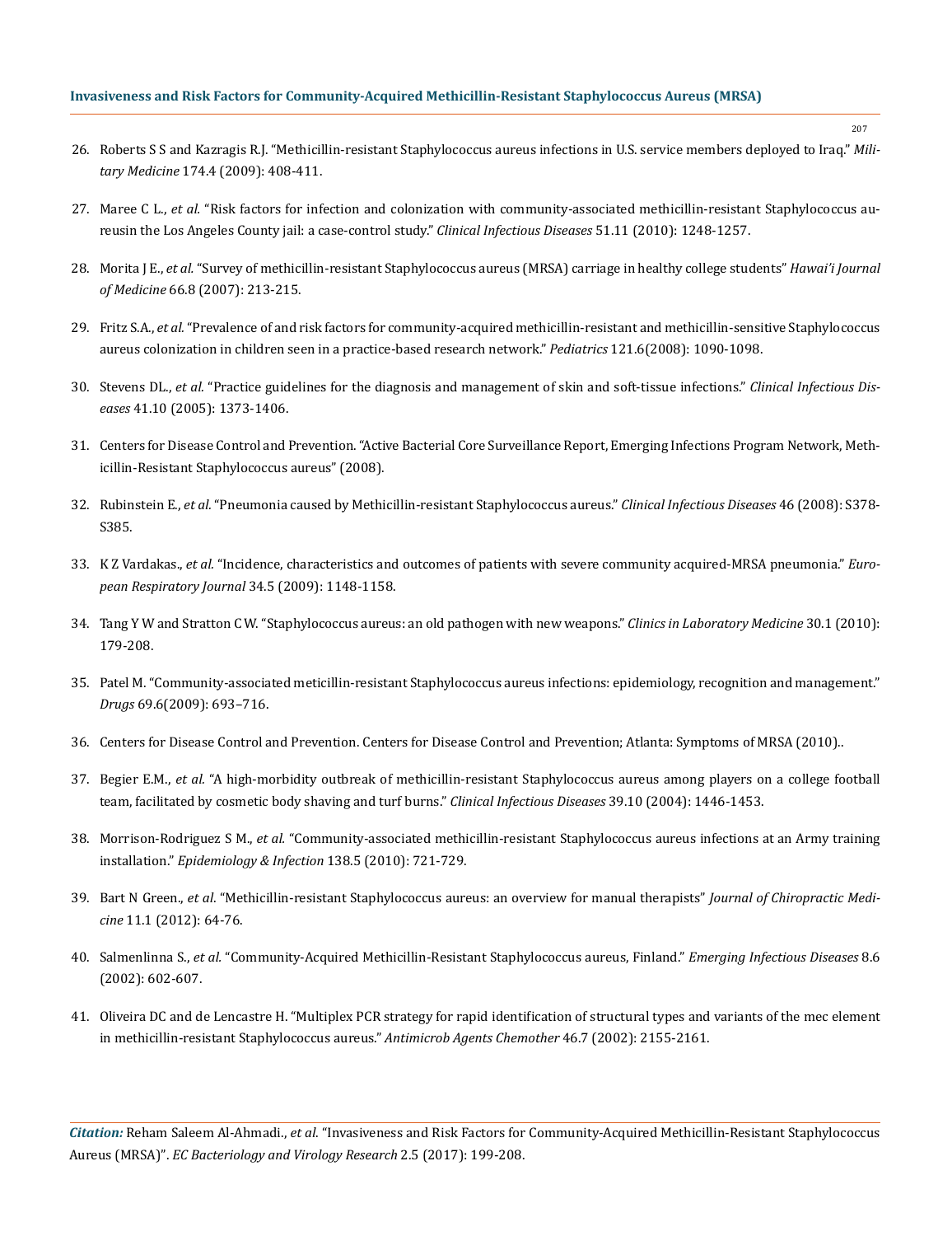26. Roberts S S and Kazragis R.J. "Methicillin-resistant Staphylococcus aureus infections in U.S. service members deployed to Iraq." *Military Medicine* 174.4 (2009): 408-411.
27. Maree C L., *et al.* "Risk factors for infection and colonization with community-associated methicillin-resistant Staphylococcus aureusin the Los Angeles County jail: a case-control study." *Clinical Infectious Diseases* 51.11 (2010): 1248-1257.
28. Morita J E., *et al.* "Survey of methicillin-resistant Staphylococcus aureus (MRSA) carriage in healthy college students" *Hawai'i Journal of Medicine* 66.8 (2007): 213-215.
29. Fritz S.A., *et al.* "Prevalence of and risk factors for community-acquired methicillin-resistant and methicillin-sensitive Staphylococcus aureus colonization in children seen in a practice-based research network." *Pediatrics* 121.6(2008): 1090-1098.
30. Stevens DL., *et al.* "Practice guidelines for the diagnosis and management of skin and soft-tissue infections." *Clinical Infectious Diseases* 41.10 (2005): 1373-1406.
31. Centers for Disease Control and Prevention. "Active Bacterial Core Surveillance Report, Emerging Infections Program Network, Methicillin-Resistant Staphylococcus aureus" (2008).
32. Rubinstein E., *et al.* "Pneumonia caused by Methicillin-resistant Staphylococcus aureus." *Clinical Infectious Diseases* 46 (2008): S378-S385.
33. K Z Vardakas., *et al.* "Incidence, characteristics and outcomes of patients with severe community acquired-MRSA pneumonia." *European Respiratory Journal* 34.5 (2009): 1148-1158.
34. Tang Y W and Stratton C W. "Staphylococcus aureus: an old pathogen with new weapons." *Clinics in Laboratory Medicine* 30.1 (2010): 179-208.
35. Patel M. "Community-associated meticillin-resistant Staphylococcus aureus infections: epidemiology, recognition and management." *Drugs* 69.6(2009): 693–716.
36. Centers for Disease Control and Prevention. Centers for Disease Control and Prevention; Atlanta: Symptoms of MRSA (2010)..
37. Begier E.M., *et al.* "A high-morbidity outbreak of methicillin-resistant Staphylococcus aureus among players on a college football team, facilitated by cosmetic body shaving and turf burns." *Clinical Infectious Diseases* 39.10 (2004): 1446-1453.
38. Morrison-Rodriguez S M., *et al.* "Community-associated methicillin-resistant Staphylococcus aureus infections at an Army training installation." *Epidemiology & Infection* 138.5 (2010): 721-729.
39. Bart N Green., *et al*. "Methicillin-resistant Staphylococcus aureus: an overview for manual therapists" *Journal of Chiropractic Medicine* 11.1 (2012): 64-76.
40. Salmenlinna S., *et al.* "Community-Acquired Methicillin-Resistant Staphylococcus aureus, Finland." *Emerging Infectious Diseases* 8.6 (2002): 602-607.
41. Oliveira DC and de Lencastre H. "Multiplex PCR strategy for rapid identification of structural types and variants of the mec element in methicillin-resistant Staphylococcus aureus." *Antimicrob Agents Chemother* 46.7 (2002): 2155-2161.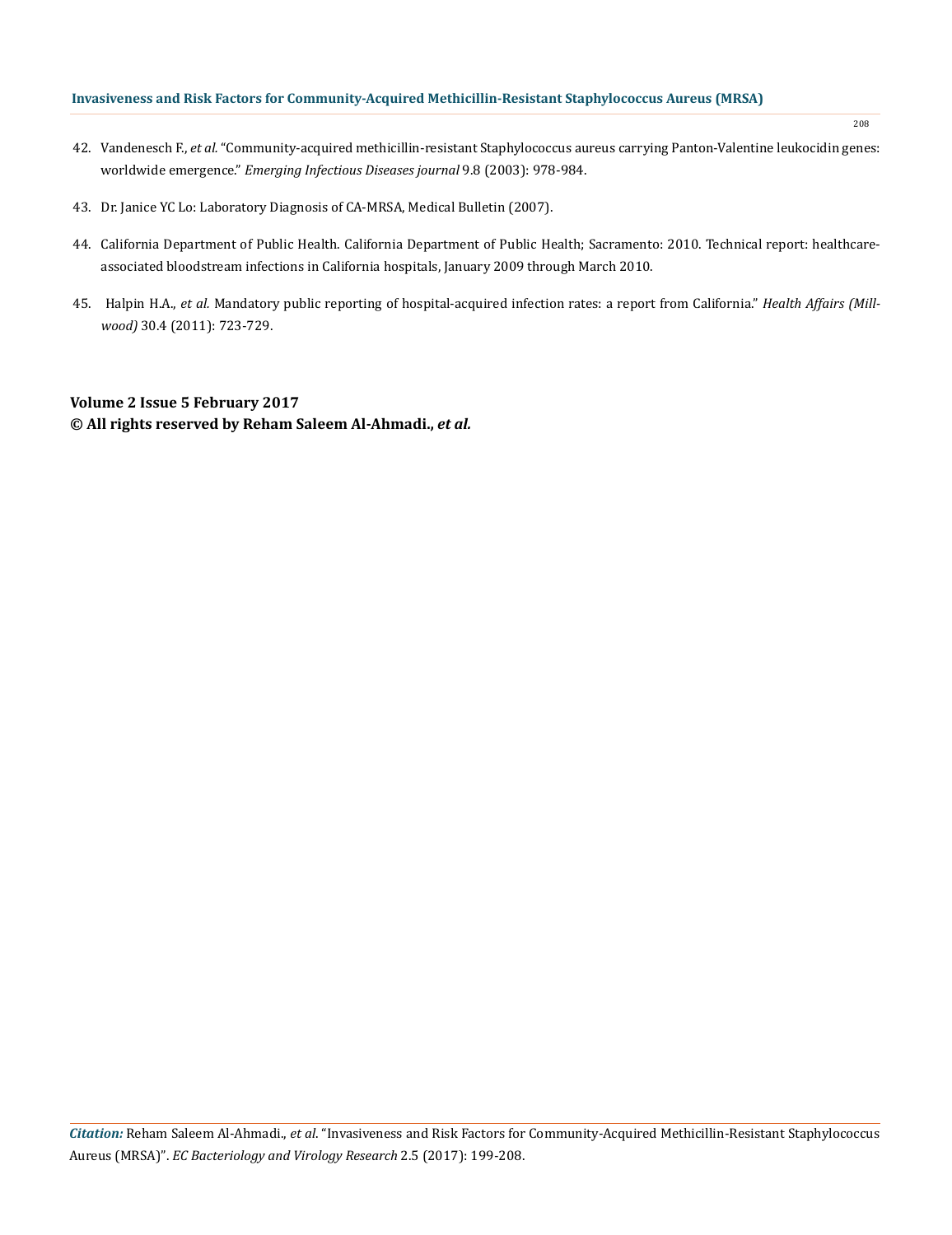42. Vandenesch F., *et al.* "Community-acquired methicillin-resistant Staphylococcus aureus carrying Panton-Valentine leukocidin genes: worldwide emergence." *Emerging Infectious Diseases journal* 9.8 (2003): 978-984.

43. Dr. Janice YC Lo: Laboratory Diagnosis of CA-MRSA, Medical Bulletin (2007).

44. California Department of Public Health. California Department of Public Health; Sacramento: 2010. Technical report: healthcare-associated bloodstream infections in California hospitals, January 2009 through March 2010.

45. Halpin H.A., *et al.* Mandatory public reporting of hospital-acquired infection rates: a report from California." *Health Affairs (Millwood)* 30.4 (2011): 723-729.

**Volume 2 Issue 5 February 2017**
**© All rights reserved by Reham Saleem Al-Ahmadi., *et al.***